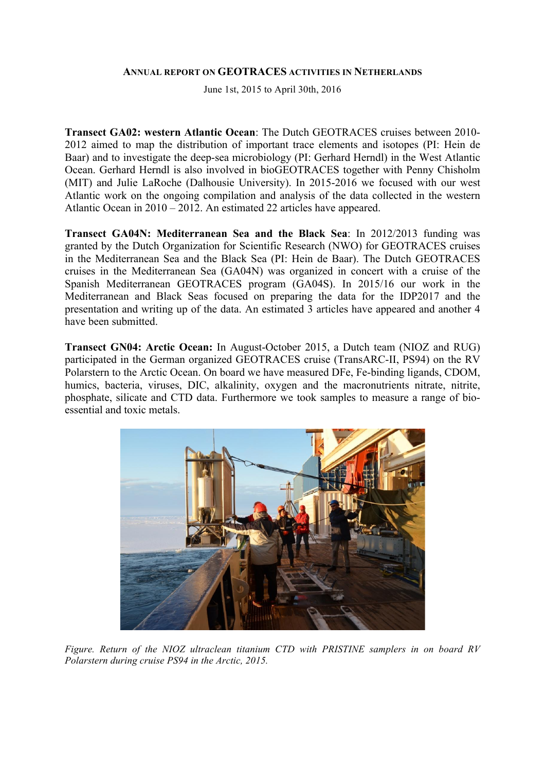# ANNUAL REPORT ON GEOTRACES ACTIVITIES IN NETHERLANDS

June 1st, 2015 to April 30th, 2016

**Transect GA02: western Atlantic Ocean**: The Dutch GEOTRACES cruises between 2010-2012 aimed to map the distribution of important trace elements and isotopes (PI: Hein de Baar) and to investigate the deep-sea microbiology (PI: Gerhard Herndl) in the West Atlantic Ocean. Gerhard Herndl is also involved in bioGEOTRACES together with Penny Chisholm (MIT) and Julie LaRoche (Dalhousie University). In 2015-2016 we focused with our west Atlantic work on the ongoing compilation and analysis of the data collected in the western Atlantic Ocean in 2010 – 2012. An estimated 22 articles have appeared.

**Transect GA04N: Mediterranean Sea and the Black Sea**: In 2012/2013 funding was granted by the Dutch Organization for Scientific Research (NWO) for GEOTRACES cruises in the Mediterranean Sea and the Black Sea (PI: Hein de Baar). The Dutch GEOTRACES cruises in the Mediterranean Sea (GA04N) was organized in concert with a cruise of the Spanish Mediterranean GEOTRACES program (GA04S). In 2015/16 our work in the Mediterranean and Black Seas focused on preparing the data for the IDP2017 and the presentation and writing up of the data. An estimated 3 articles have appeared and another 4 have been submitted.

**Transect GN04: Arctic Ocean:** In August-October 2015, a Dutch team (NIOZ and RUG) participated in the German organized GEOTRACES cruise (TransARC-II, PS94) on the RV Polarstern to the Arctic Ocean. On board we have measured DFe, Fe-binding ligands, CDOM, humics, bacteria, viruses, DIC, alkalinity, oxygen and the macronutrients nitrate, nitrite, phosphate, silicate and CTD data. Furthermore we took samples to measure a range of bio-essential and toxic metals.

*Figure. Return of the NIOZ ultraclean titanium CTD with PRISTINE samplers in on board RV Polarstern during cruise PS94 in the Arctic, 2015.*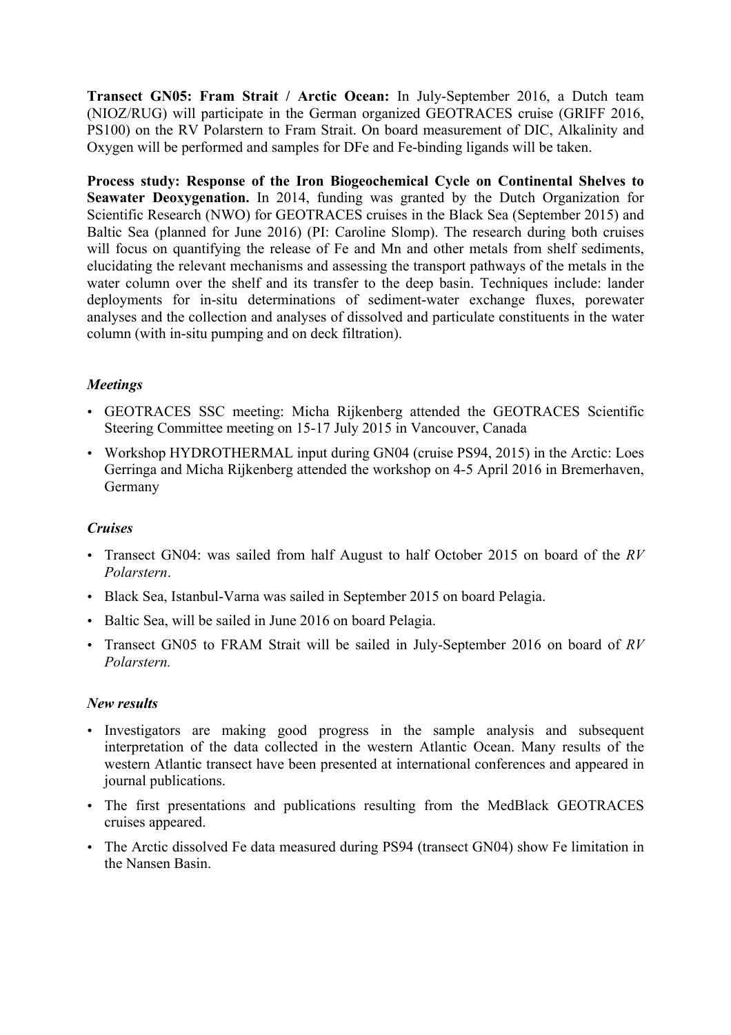**Transect GN05: Fram Strait / Arctic Ocean:** In July-September 2016, a Dutch team (NIOZ/RUG) will participate in the German organized GEOTRACES cruise (GRIFF 2016, PS100) on the RV Polarstern to Fram Strait. On board measurement of DIC, Alkalinity and Oxygen will be performed and samples for DFe and Fe-binding ligands will be taken.

**Process study: Response of the Iron Biogeochemical Cycle on Continental Shelves to Seawater Deoxygenation.** In 2014, funding was granted by the Dutch Organization for Scientific Research (NWO) for GEOTRACES cruises in the Black Sea (September 2015) and Baltic Sea (planned for June 2016) (PI: Caroline Slomp). The research during both cruises will focus on quantifying the release of Fe and Mn and other metals from shelf sediments, elucidating the relevant mechanisms and assessing the transport pathways of the metals in the water column over the shelf and its transfer to the deep basin. Techniques include: lander deployments for in-situ determinations of sediment-water exchange fluxes, porewater analyses and the collection and analyses of dissolved and particulate constituents in the water column (with in-situ pumping and on deck filtration).

### *Meetings*

- GEOTRACES SSC meeting: Micha Rijkenberg attended the GEOTRACES Scientific Steering Committee meeting on 15-17 July 2015 in Vancouver, Canada
- Workshop HYDROTHERMAL input during GN04 (cruise PS94, 2015) in the Arctic: Loes Gerringa and Micha Rijkenberg attended the workshop on 4-5 April 2016 in Bremerhaven, Germany

### *Cruises*

- Transect GN04: was sailed from half August to half October 2015 on board of the *RV Polarstern*.
- Black Sea, Istanbul-Varna was sailed in September 2015 on board Pelagia.
- Baltic Sea, will be sailed in June 2016 on board Pelagia.
- Transect GN05 to FRAM Strait will be sailed in July-September 2016 on board of *RV Polarstern.*

### *New results*

- Investigators are making good progress in the sample analysis and subsequent interpretation of the data collected in the western Atlantic Ocean. Many results of the western Atlantic transect have been presented at international conferences and appeared in journal publications.
- The first presentations and publications resulting from the MedBlack GEOTRACES cruises appeared.
- The Arctic dissolved Fe data measured during PS94 (transect GN04) show Fe limitation in the Nansen Basin.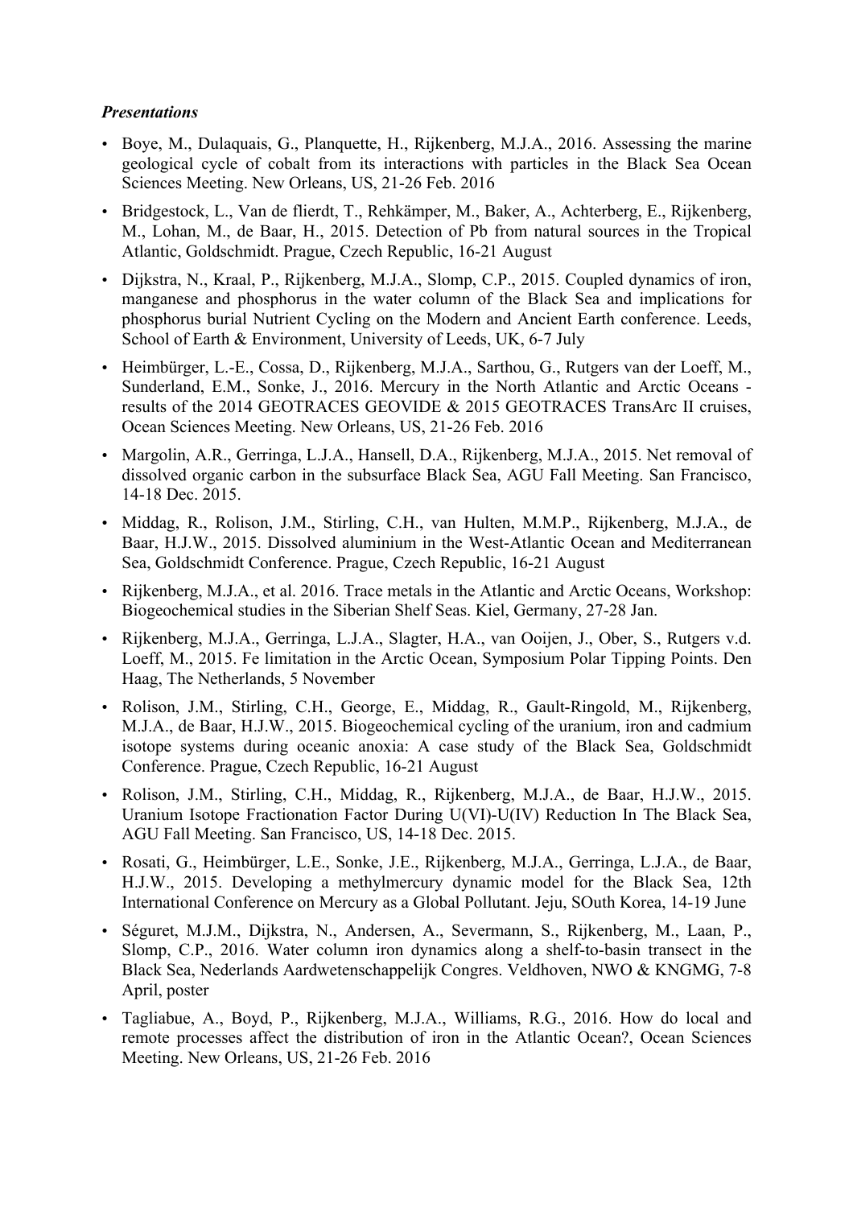***Presentations***

- Boye, M., Dulaquais, G., Planquette, H., Rijkenberg, M.J.A., 2016. Assessing the marine geological cycle of cobalt from its interactions with particles in the Black Sea Ocean Sciences Meeting. New Orleans, US, 21-26 Feb. 2016
- Bridgestock, L., Van de flierdt, T., Rehkämper, M., Baker, A., Achterberg, E., Rijkenberg, M., Lohan, M., de Baar, H., 2015. Detection of Pb from natural sources in the Tropical Atlantic, Goldschmidt. Prague, Czech Republic, 16-21 August
- Dijkstra, N., Kraal, P., Rijkenberg, M.J.A., Slomp, C.P., 2015. Coupled dynamics of iron, manganese and phosphorus in the water column of the Black Sea and implications for phosphorus burial Nutrient Cycling on the Modern and Ancient Earth conference. Leeds, School of Earth & Environment, University of Leeds, UK, 6-7 July
- Heimbürger, L.-E., Cossa, D., Rijkenberg, M.J.A., Sarthou, G., Rutgers van der Loeff, M., Sunderland, E.M., Sonke, J., 2016. Mercury in the North Atlantic and Arctic Oceans - results of the 2014 GEOTRACES GEOVIDE & 2015 GEOTRACES TransArc II cruises, Ocean Sciences Meeting. New Orleans, US, 21-26 Feb. 2016
- Margolin, A.R., Gerringa, L.J.A., Hansell, D.A., Rijkenberg, M.J.A., 2015. Net removal of dissolved organic carbon in the subsurface Black Sea, AGU Fall Meeting. San Francisco, 14-18 Dec. 2015.
- Middag, R., Rolison, J.M., Stirling, C.H., van Hulten, M.M.P., Rijkenberg, M.J.A., de Baar, H.J.W., 2015. Dissolved aluminium in the West-Atlantic Ocean and Mediterranean Sea, Goldschmidt Conference. Prague, Czech Republic, 16-21 August
- Rijkenberg, M.J.A., et al. 2016. Trace metals in the Atlantic and Arctic Oceans, Workshop: Biogeochemical studies in the Siberian Shelf Seas. Kiel, Germany, 27-28 Jan.
- Rijkenberg, M.J.A., Gerringa, L.J.A., Slagter, H.A., van Ooijen, J., Ober, S., Rutgers v.d. Loeff, M., 2015. Fe limitation in the Arctic Ocean, Symposium Polar Tipping Points. Den Haag, The Netherlands, 5 November
- Rolison, J.M., Stirling, C.H., George, E., Middag, R., Gault-Ringold, M., Rijkenberg, M.J.A., de Baar, H.J.W., 2015. Biogeochemical cycling of the uranium, iron and cadmium isotope systems during oceanic anoxia: A case study of the Black Sea, Goldschmidt Conference. Prague, Czech Republic, 16-21 August
- Rolison, J.M., Stirling, C.H., Middag, R., Rijkenberg, M.J.A., de Baar, H.J.W., 2015. Uranium Isotope Fractionation Factor During U(VI)-U(IV) Reduction In The Black Sea, AGU Fall Meeting. San Francisco, US, 14-18 Dec. 2015.
- Rosati, G., Heimbürger, L.E., Sonke, J.E., Rijkenberg, M.J.A., Gerringa, L.J.A., de Baar, H.J.W., 2015. Developing a methylmercury dynamic model for the Black Sea, 12th International Conference on Mercury as a Global Pollutant. Jeju, SOuth Korea, 14-19 June
- Séguret, M.J.M., Dijkstra, N., Andersen, A., Severmann, S., Rijkenberg, M., Laan, P., Slomp, C.P., 2016. Water column iron dynamics along a shelf-to-basin transect in the Black Sea, Nederlands Aardwetenschappelijk Congres. Veldhoven, NWO & KNGMG, 7-8 April, poster
- Tagliabue, A., Boyd, P., Rijkenberg, M.J.A., Williams, R.G., 2016. How do local and remote processes affect the distribution of iron in the Atlantic Ocean?, Ocean Sciences Meeting. New Orleans, US, 21-26 Feb. 2016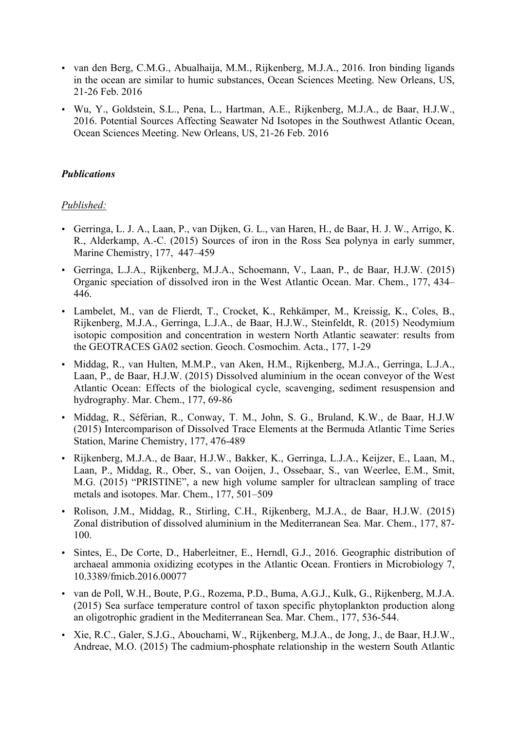- van den Berg, C.M.G., Abualhaija, M.M., Rijkenberg, M.J.A., 2016. Iron binding ligands in the ocean are similar to humic substances, Ocean Sciences Meeting. New Orleans, US, 21-26 Feb. 2016
- Wu, Y., Goldstein, S.L., Pena, L., Hartman, A.E., Rijkenberg, M.J.A., de Baar, H.J.W., 2016. Potential Sources Affecting Seawater Nd Isotopes in the Southwest Atlantic Ocean, Ocean Sciences Meeting. New Orleans, US, 21-26 Feb. 2016

***Publications***

*Published:*

- Gerringa, L. J. A., Laan, P., van Dijken, G. L., van Haren, H., de Baar, H. J. W., Arrigo, K. R., Alderkamp, A.-C. (2015) Sources of iron in the Ross Sea polynya in early summer, Marine Chemistry, 177, 447–459
- Gerringa, L.J.A., Rijkenberg, M.J.A., Schoemann, V., Laan, P., de Baar, H.J.W. (2015) Organic speciation of dissolved iron in the West Atlantic Ocean. Mar. Chem., 177, 434–446.
- Lambelet, M., van de Flierdt, T., Crocket, K., Rehkämper, M., Kreissig, K., Coles, B., Rijkenberg, M.J.A., Gerringa, L.J.A., de Baar, H.J.W., Steinfeldt, R. (2015) Neodymium isotopic composition and concentration in western North Atlantic seawater: results from the GEOTRACES GA02 section. Geoch. Cosmochim. Acta., 177, 1-29
- Middag, R., van Hulten, M.M.P., van Aken, H.M., Rijkenberg, M.J.A., Gerringa, L.J.A., Laan, P., de Baar, H.J.W. (2015) Dissolved aluminium in the ocean conveyor of the West Atlantic Ocean: Effects of the biological cycle, scavenging, sediment resuspension and hydrography. Mar. Chem., 177, 69-86
- Middag, R., Séférian, R., Conway, T. M., John, S. G., Bruland, K.W., de Baar, H.J.W (2015) Intercomparison of Dissolved Trace Elements at the Bermuda Atlantic Time Series Station, Marine Chemistry, 177, 476-489
- Rijkenberg, M.J.A., de Baar, H.J.W., Bakker, K., Gerringa, L.J.A., Keijzer, E., Laan, M., Laan, P., Middag, R., Ober, S., van Ooijen, J., Ossebaar, S., van Weerlee, E.M., Smit, M.G. (2015) "PRISTINE", a new high volume sampler for ultraclean sampling of trace metals and isotopes. Mar. Chem., 177, 501–509
- Rolison, J.M., Middag, R., Stirling, C.H., Rijkenberg, M.J.A., de Baar, H.J.W. (2015) Zonal distribution of dissolved aluminium in the Mediterranean Sea. Mar. Chem., 177, 87-100.
- Sintes, E., De Corte, D., Haberleitner, E., Herndl, G.J., 2016. Geographic distribution of archaeal ammonia oxidizing ecotypes in the Atlantic Ocean. Frontiers in Microbiology 7, 10.3389/fmicb.2016.00077
- van de Poll, W.H., Boute, P.G., Rozema, P.D., Buma, A.G.J., Kulk, G., Rijkenberg, M.J.A. (2015) Sea surface temperature control of taxon specific phytoplankton production along an oligotrophic gradient in the Mediterranean Sea. Mar. Chem., 177, 536-544.
- Xie, R.C., Galer, S.J.G., Abouchami, W., Rijkenberg, M.J.A., de Jong, J., de Baar, H.J.W., Andreae, M.O. (2015) The cadmium-phosphate relationship in the western South Atlantic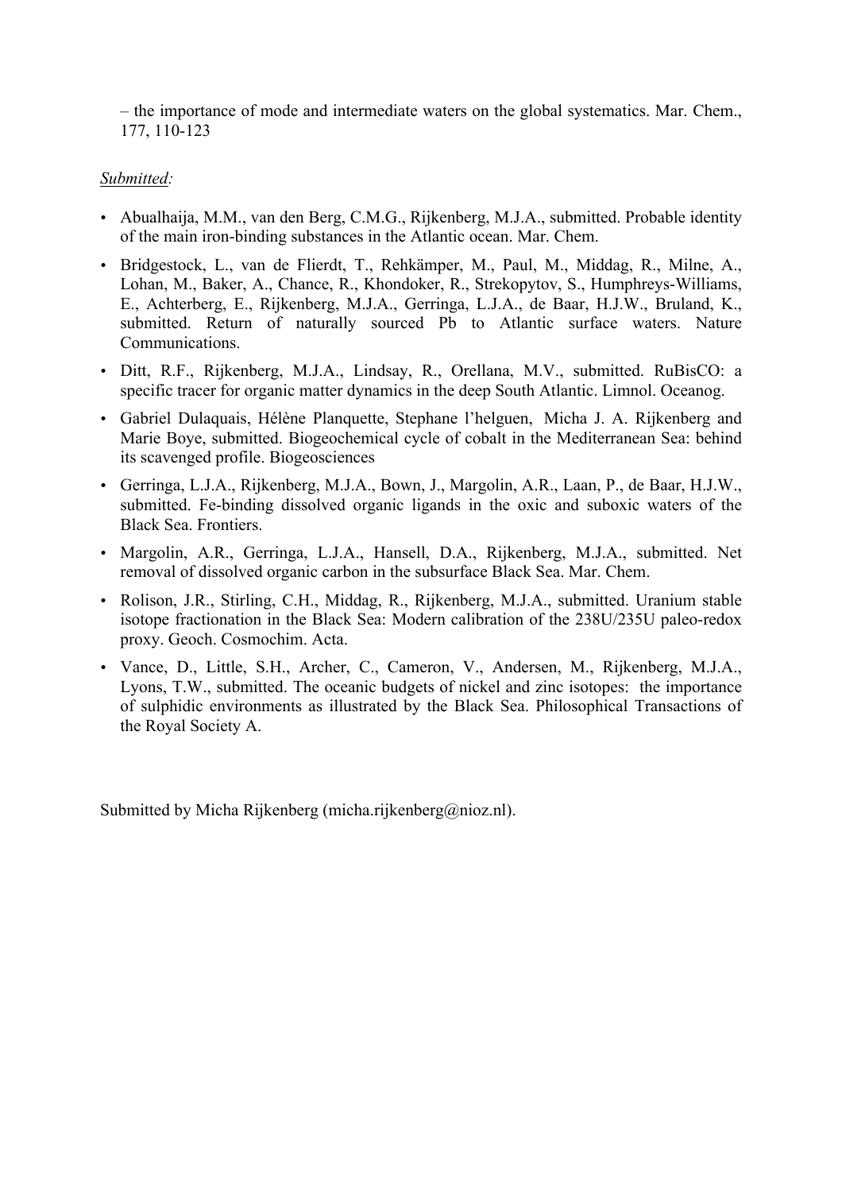– the importance of mode and intermediate waters on the global systematics. Mar. Chem., 177, 110-123

*Submitted*:

- Abualhaija, M.M., van den Berg, C.M.G., Rijkenberg, M.J.A., submitted. Probable identity of the main iron-binding substances in the Atlantic ocean. Mar. Chem.
- Bridgestock, L., van de Flierdt, T., Rehkämper, M., Paul, M., Middag, R., Milne, A., Lohan, M., Baker, A., Chance, R., Khondoker, R., Strekopytov, S., Humphreys-Williams, E., Achterberg, E., Rijkenberg, M.J.A., Gerringa, L.J.A., de Baar, H.J.W., Bruland, K., submitted. Return of naturally sourced Pb to Atlantic surface waters. Nature Communications.
- Ditt, R.F., Rijkenberg, M.J.A., Lindsay, R., Orellana, M.V., submitted. RuBisCO: a specific tracer for organic matter dynamics in the deep South Atlantic. Limnol. Oceanog.
- Gabriel Dulaquais, Hélène Planquette, Stephane l'helguen, Micha J. A. Rijkenberg and Marie Boye, submitted. Biogeochemical cycle of cobalt in the Mediterranean Sea: behind its scavenged profile. Biogeosciences
- Gerringa, L.J.A., Rijkenberg, M.J.A., Bown, J., Margolin, A.R., Laan, P., de Baar, H.J.W., submitted. Fe-binding dissolved organic ligands in the oxic and suboxic waters of the Black Sea. Frontiers.
- Margolin, A.R., Gerringa, L.J.A., Hansell, D.A., Rijkenberg, M.J.A., submitted. Net removal of dissolved organic carbon in the subsurface Black Sea. Mar. Chem.
- Rolison, J.R., Stirling, C.H., Middag, R., Rijkenberg, M.J.A., submitted. Uranium stable isotope fractionation in the Black Sea: Modern calibration of the 238U/235U paleo-redox proxy. Geoch. Cosmochim. Acta.
- Vance, D., Little, S.H., Archer, C., Cameron, V., Andersen, M., Rijkenberg, M.J.A., Lyons, T.W., submitted. The oceanic budgets of nickel and zinc isotopes: the importance of sulphidic environments as illustrated by the Black Sea. Philosophical Transactions of the Royal Society A.

Submitted by Micha Rijkenberg (micha.rijkenberg@nioz.nl).